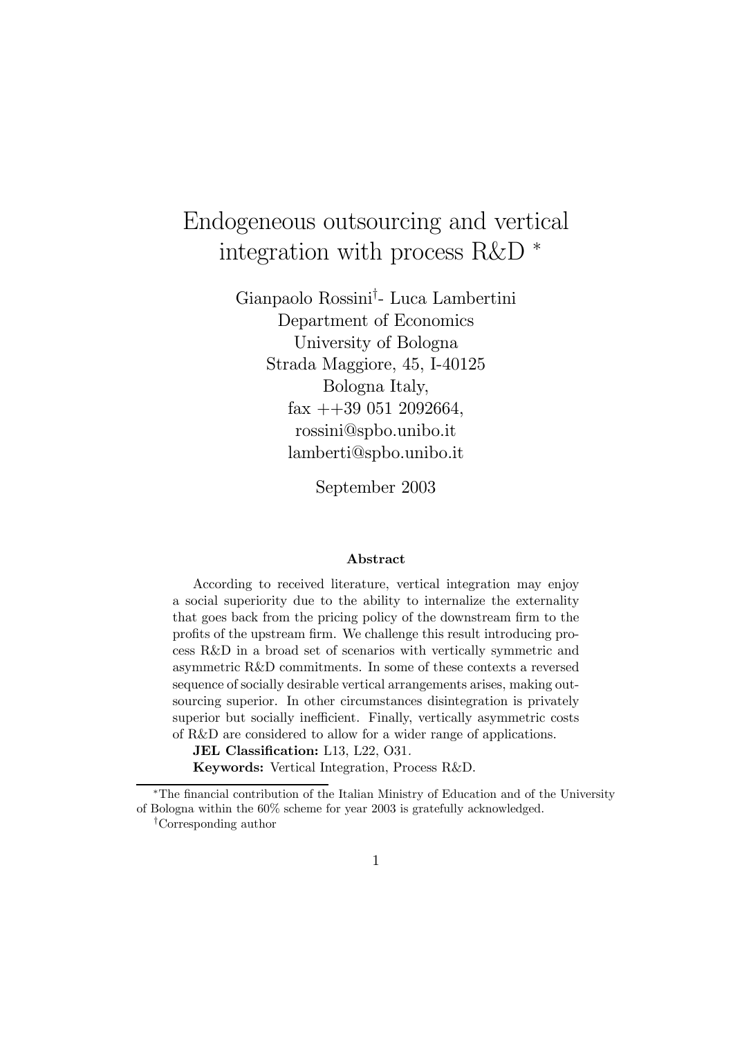# Endogeneous outsourcing and vertical integration with process R&D *

Gianpaolo Rossini[†]- Luca Lambertini
Department of Economics
University of Bologna
Strada Maggiore, 45, I-40125
Bologna Italy,
fax ++39 051 2092664,
rossini@spbo.unibo.it
lamberti@spbo.unibo.it

September 2003

**Abstract**

According to received literature, vertical integration may enjoy a social superiority due to the ability to internalize the externality that goes back from the pricing policy of the downstream firm to the profits of the upstream firm. We challenge this result introducing process R&D in a broad set of scenarios with vertically symmetric and asymmetric R&D commitments. In some of these contexts a reversed sequence of socially desirable vertical arrangements arises, making outsourcing superior. In other circumstances disintegration is privately superior but socially inefficient. Finally, vertically asymmetric costs of R&D are considered to allow for a wider range of applications.

**JEL Classification:** L13, L22, O31.

**Keywords:** Vertical Integration, Process R&D.

---

*The financial contribution of the Italian Ministry of Education and of the University of Bologna within the 60% scheme for year 2003 is gratefully acknowledged.

†Corresponding author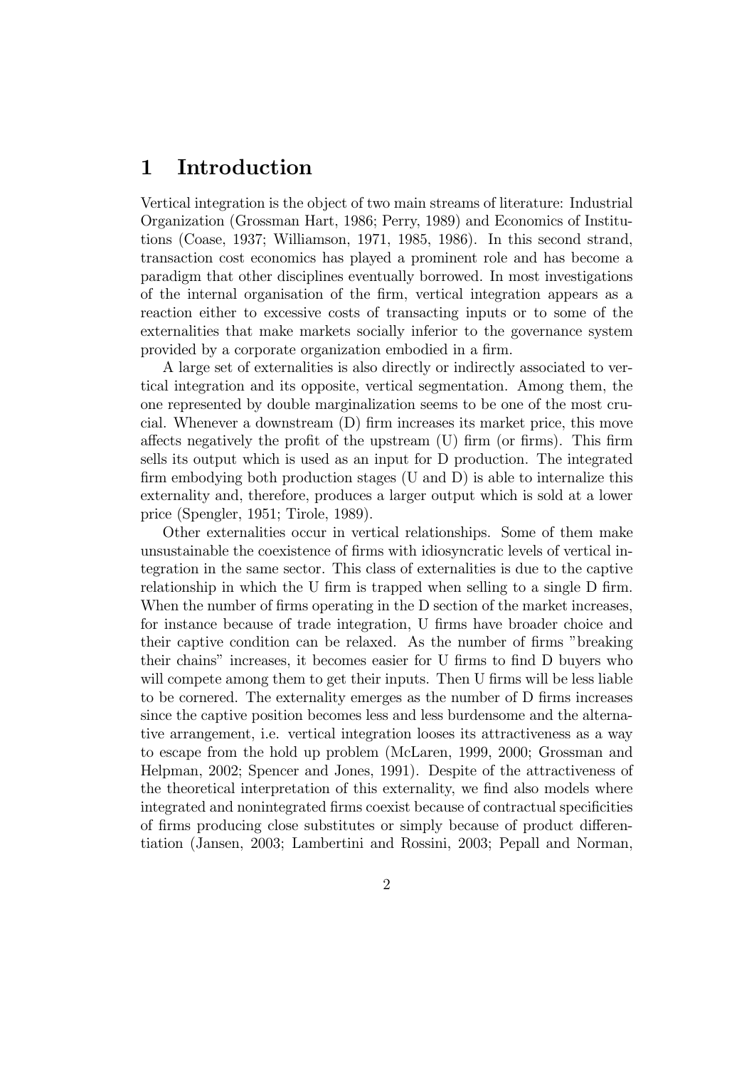# 1 Introduction

Vertical integration is the object of two main streams of literature: Industrial Organization (Grossman Hart, 1986; Perry, 1989) and Economics of Institutions (Coase, 1937; Williamson, 1971, 1985, 1986). In this second strand, transaction cost economics has played a prominent role and has become a paradigm that other disciplines eventually borrowed. In most investigations of the internal organisation of the firm, vertical integration appears as a reaction either to excessive costs of transacting inputs or to some of the externalities that make markets socially inferior to the governance system provided by a corporate organization embodied in a firm.

A large set of externalities is also directly or indirectly associated to vertical integration and its opposite, vertical segmentation. Among them, the one represented by double marginalization seems to be one of the most crucial. Whenever a downstream (D) firm increases its market price, this move affects negatively the profit of the upstream (U) firm (or firms). This firm sells its output which is used as an input for D production. The integrated firm embodying both production stages (U and D) is able to internalize this externality and, therefore, produces a larger output which is sold at a lower price (Spengler, 1951; Tirole, 1989).

Other externalities occur in vertical relationships. Some of them make unsustainable the coexistence of firms with idiosyncratic levels of vertical integration in the same sector. This class of externalities is due to the captive relationship in which the U firm is trapped when selling to a single D firm. When the number of firms operating in the D section of the market increases, for instance because of trade integration, U firms have broader choice and their captive condition can be relaxed. As the number of firms "breaking their chains" increases, it becomes easier for U firms to find D buyers who will compete among them to get their inputs. Then U firms will be less liable to be cornered. The externality emerges as the number of D firms increases since the captive position becomes less and less burdensome and the alternative arrangement, i.e. vertical integration looses its attractiveness as a way to escape from the hold up problem (McLaren, 1999, 2000; Grossman and Helpman, 2002; Spencer and Jones, 1991). Despite of the attractiveness of the theoretical interpretation of this externality, we find also models where integrated and nonintegrated firms coexist because of contractual specificities of firms producing close substitutes or simply because of product differentiation (Jansen, 2003; Lambertini and Rossini, 2003; Pepall and Norman,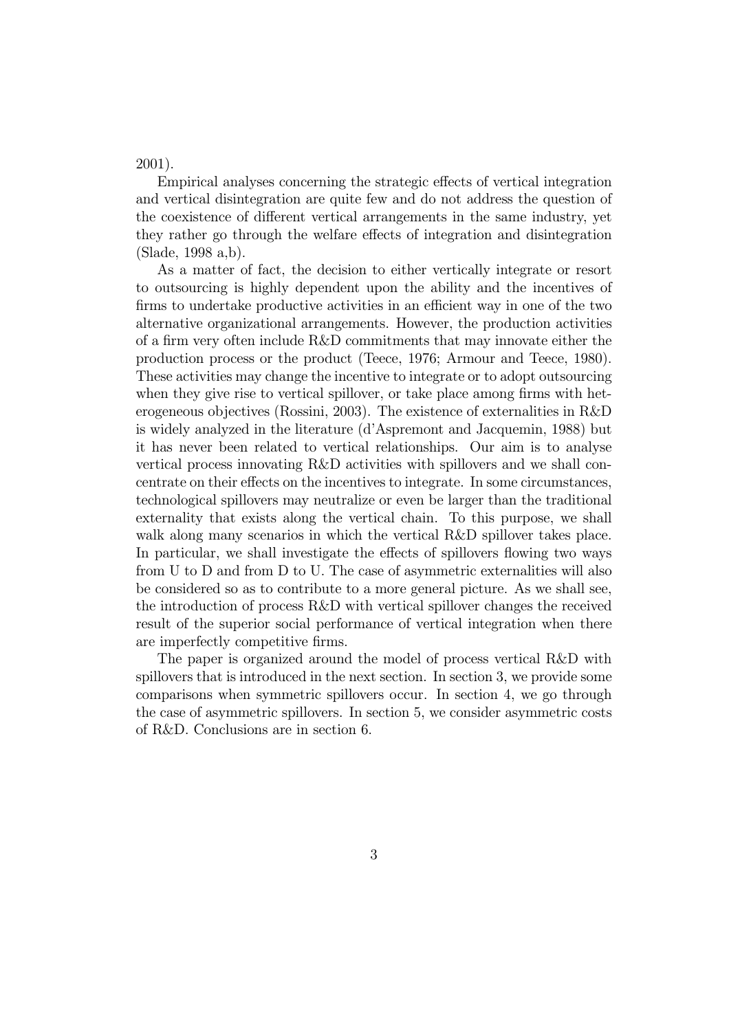2001).

Empirical analyses concerning the strategic effects of vertical integration and vertical disintegration are quite few and do not address the question of the coexistence of different vertical arrangements in the same industry, yet they rather go through the welfare effects of integration and disintegration (Slade, 1998 a,b).

As a matter of fact, the decision to either vertically integrate or resort to outsourcing is highly dependent upon the ability and the incentives of firms to undertake productive activities in an efficient way in one of the two alternative organizational arrangements. However, the production activities of a firm very often include R&D commitments that may innovate either the production process or the product (Teece, 1976; Armour and Teece, 1980). These activities may change the incentive to integrate or to adopt outsourcing when they give rise to vertical spillover, or take place among firms with heterogeneous objectives (Rossini, 2003). The existence of externalities in R&D is widely analyzed in the literature (d'Aspremont and Jacquemin, 1988) but it has never been related to vertical relationships. Our aim is to analyse vertical process innovating R&D activities with spillovers and we shall concentrate on their effects on the incentives to integrate. In some circumstances, technological spillovers may neutralize or even be larger than the traditional externality that exists along the vertical chain. To this purpose, we shall walk along many scenarios in which the vertical R&D spillover takes place. In particular, we shall investigate the effects of spillovers flowing two ways from U to D and from D to U. The case of asymmetric externalities will also be considered so as to contribute to a more general picture. As we shall see, the introduction of process R&D with vertical spillover changes the received result of the superior social performance of vertical integration when there are imperfectly competitive firms.

The paper is organized around the model of process vertical R&D with spillovers that is introduced in the next section. In section 3, we provide some comparisons when symmetric spillovers occur. In section 4, we go through the case of asymmetric spillovers. In section 5, we consider asymmetric costs of R&D. Conclusions are in section 6.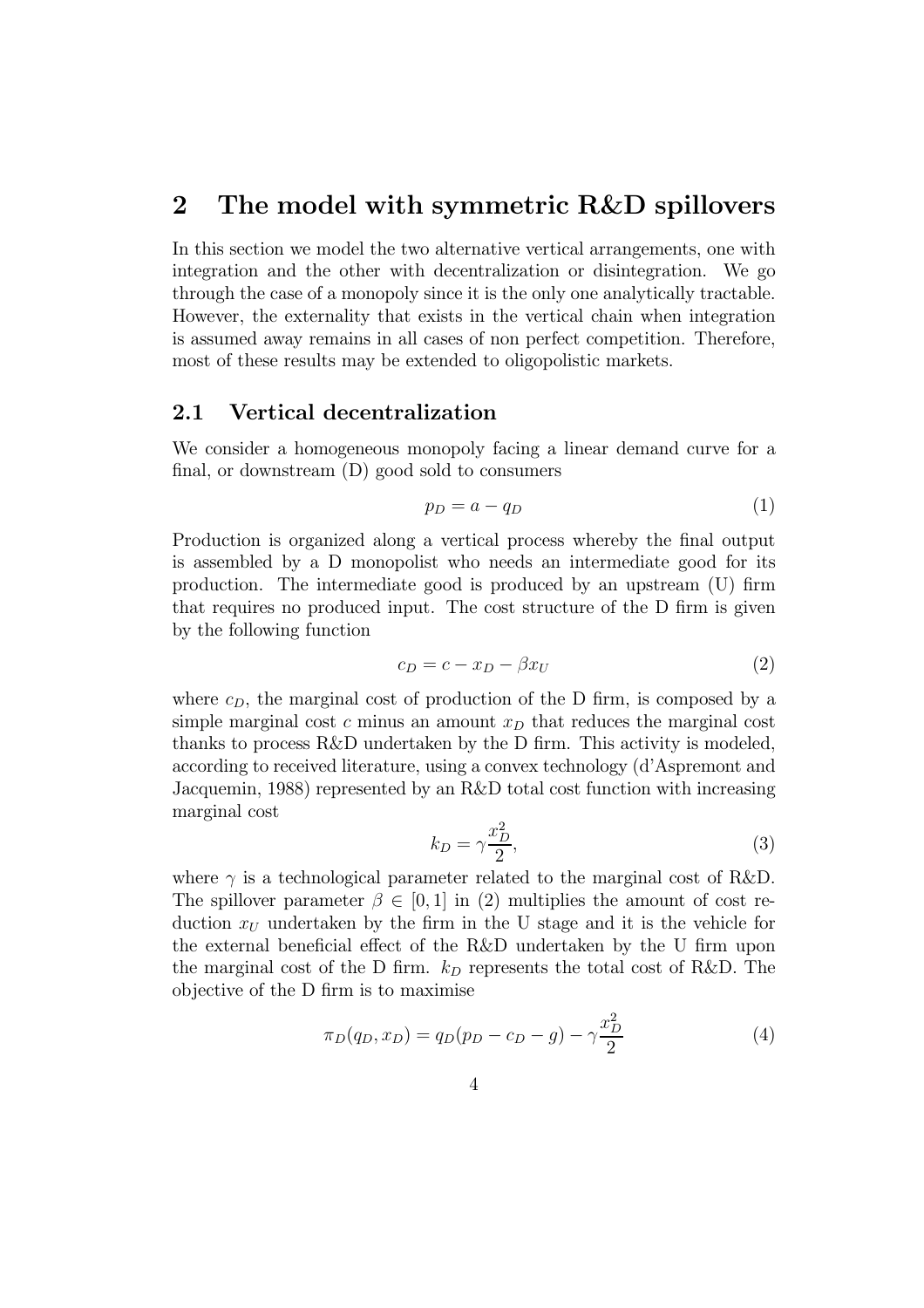# 2 The model with symmetric R&D spillovers

In this section we model the two alternative vertical arrangements, one with integration and the other with decentralization or disintegration. We go through the case of a monopoly since it is the only one analytically tractable. However, the externality that exists in the vertical chain when integration is assumed away remains in all cases of non perfect competition. Therefore, most of these results may be extended to oligopolistic markets.

## 2.1 Vertical decentralization

We consider a homogeneous monopoly facing a linear demand curve for a final, or downstream (D) good sold to consumers

$$p_D = a - q_D \tag{1}$$

Production is organized along a vertical process whereby the final output is assembled by a D monopolist who needs an intermediate good for its production. The intermediate good is produced by an upstream (U) firm that requires no produced input. The cost structure of the D firm is given by the following function

$$c_D = c - x_D - \beta x_U \tag{2}$$

where $c_D$, the marginal cost of production of the D firm, is composed by a simple marginal cost $c$ minus an amount $x_D$ that reduces the marginal cost thanks to process R&D undertaken by the D firm. This activity is modeled, according to received literature, using a convex technology (d'Aspremont and Jacquemin, 1988) represented by an R&D total cost function with increasing marginal cost

$$k_D = \gamma \frac{x_D^2}{2}, \tag{3}$$

where $\gamma$ is a technological parameter related to the marginal cost of R&D. The spillover parameter $\beta \in [0, 1]$ in (2) multiplies the amount of cost reduction $x_U$ undertaken by the firm in the U stage and it is the vehicle for the external beneficial effect of the R&D undertaken by the U firm upon the marginal cost of the D firm. $k_D$ represents the total cost of R&D. The objective of the D firm is to maximise

$$\pi_D(q_D, x_D) = q_D(p_D - c_D - g) - \gamma \frac{x_D^2}{2} \tag{4}$$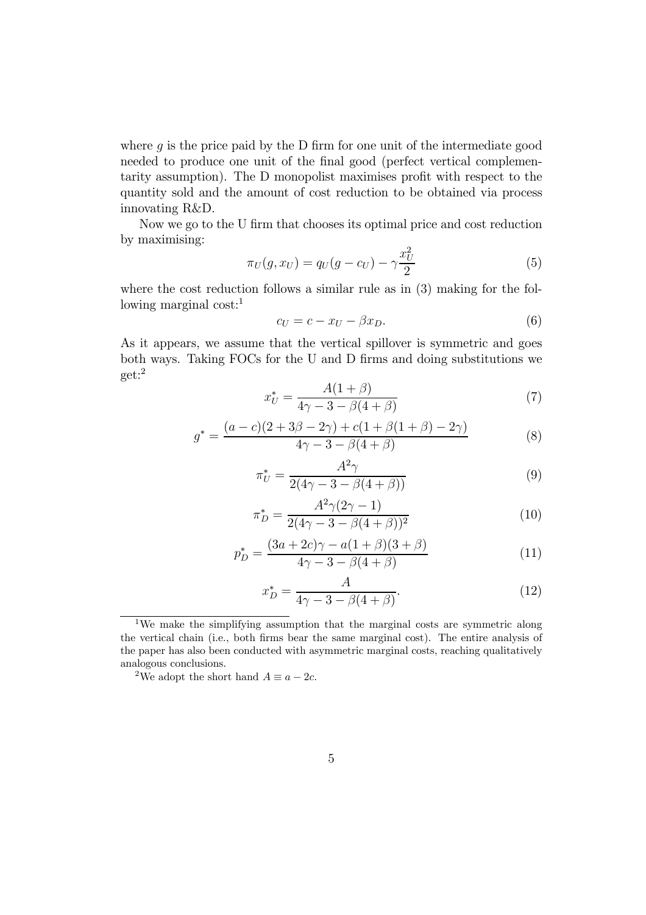where $g$ is the price paid by the D firm for one unit of the intermediate good needed to produce one unit of the final good (perfect vertical complementarity assumption). The D monopolist maximises profit with respect to the quantity sold and the amount of cost reduction to be obtained via process innovating R&D.

Now we go to the U firm that chooses its optimal price and cost reduction by maximising:

$$\pi_U(g, x_U) = q_U(g - c_U) - \gamma \frac{x_U^2}{2} \tag{5}$$

where the cost reduction follows a similar rule as in (3) making for the following marginal cost:[1]

$$c_U = c - x_U - \beta x_D. \tag{6}$$

As it appears, we assume that the vertical spillover is symmetric and goes both ways. Taking FOCs for the U and D firms and doing substitutions we get:[2]

$$x_U^* = \frac{A(1+\beta)}{4\gamma - 3 - \beta(4+\beta)} \tag{7}$$

$$g^* = \frac{(a-c)(2+3\beta-2\gamma) + c(1+\beta(1+\beta)-2\gamma)}{4\gamma - 3 - \beta(4+\beta)} \tag{8}$$

$$\pi_U^* = \frac{A^2\gamma}{2(4\gamma - 3 - \beta(4+\beta))} \tag{9}$$

$$\pi_D^* = \frac{A^2\gamma(2\gamma - 1)}{2(4\gamma - 3 - \beta(4+\beta))^2} \tag{10}$$

$$p_D^* = \frac{(3a+2c)\gamma - a(1+\beta)(3+\beta)}{4\gamma - 3 - \beta(4+\beta)} \tag{11}$$

$$x_D^* = \frac{A}{4\gamma - 3 - \beta(4+\beta)}. \tag{12}$$

---

[1] We make the simplifying assumption that the marginal costs are symmetric along the vertical chain (i.e., both firms bear the same marginal cost). The entire analysis of the paper has also been conducted with asymmetric marginal costs, reaching qualitatively analogous conclusions.

[2] We adopt the short hand $A \equiv a - 2c$.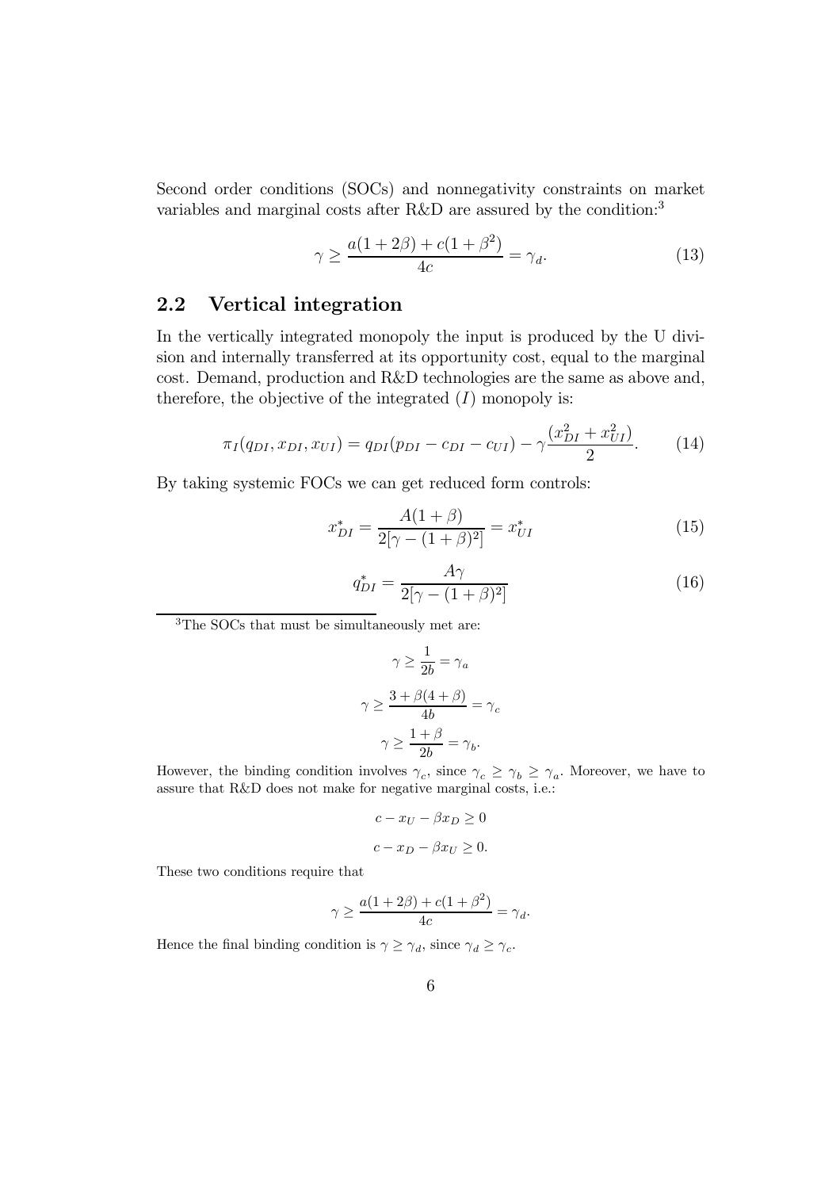Second order conditions (SOCs) and nonnegativity constraints on market variables and marginal costs after R&D are assured by the condition:[3]

$$\gamma \geq \frac{a(1+2\beta)+c(1+\beta^2)}{4c} = \gamma_d. \tag{13}$$

## 2.2 Vertical integration

In the vertically integrated monopoly the input is produced by the U division and internally transferred at its opportunity cost, equal to the marginal cost. Demand, production and R&D technologies are the same as above and, therefore, the objective of the integrated ($I$) monopoly is:

$$\pi_I(q_{DI}, x_{DI}, x_{UI}) = q_{DI}(p_{DI} - c_{DI} - c_{UI}) - \gamma\frac{(x_{DI}^2 + x_{UI}^2)}{2}. \tag{14}$$

By taking systemic FOCs we can get reduced form controls:

$$x_{DI}^* = \frac{A(1+\beta)}{2[\gamma-(1+\beta)^2]} = x_{UI}^* \tag{15}$$

$$q_{DI}^* = \frac{A\gamma}{2[\gamma-(1+\beta)^2]} \tag{16}$$

---

[3] The SOCs that must be simultaneously met are:

$$\gamma \geq \frac{1}{2b} = \gamma_a$$

$$\gamma \geq \frac{3+\beta(4+\beta)}{4b} = \gamma_c$$

$$\gamma \geq \frac{1+\beta}{2b} = \gamma_b.$$

However, the binding condition involves $\gamma_c$, since $\gamma_c \geq \gamma_b \geq \gamma_a$. Moreover, we have to assure that R&D does not make for negative marginal costs, i.e.:

$$c - x_U - \beta x_D \geq 0$$

$$c - x_D - \beta x_U \geq 0.$$

These two conditions require that

$$\gamma \geq \frac{a(1+2\beta)+c(1+\beta^2)}{4c} = \gamma_d.$$

Hence the final binding condition is $\gamma \geq \gamma_d$, since $\gamma_d \geq \gamma_c$.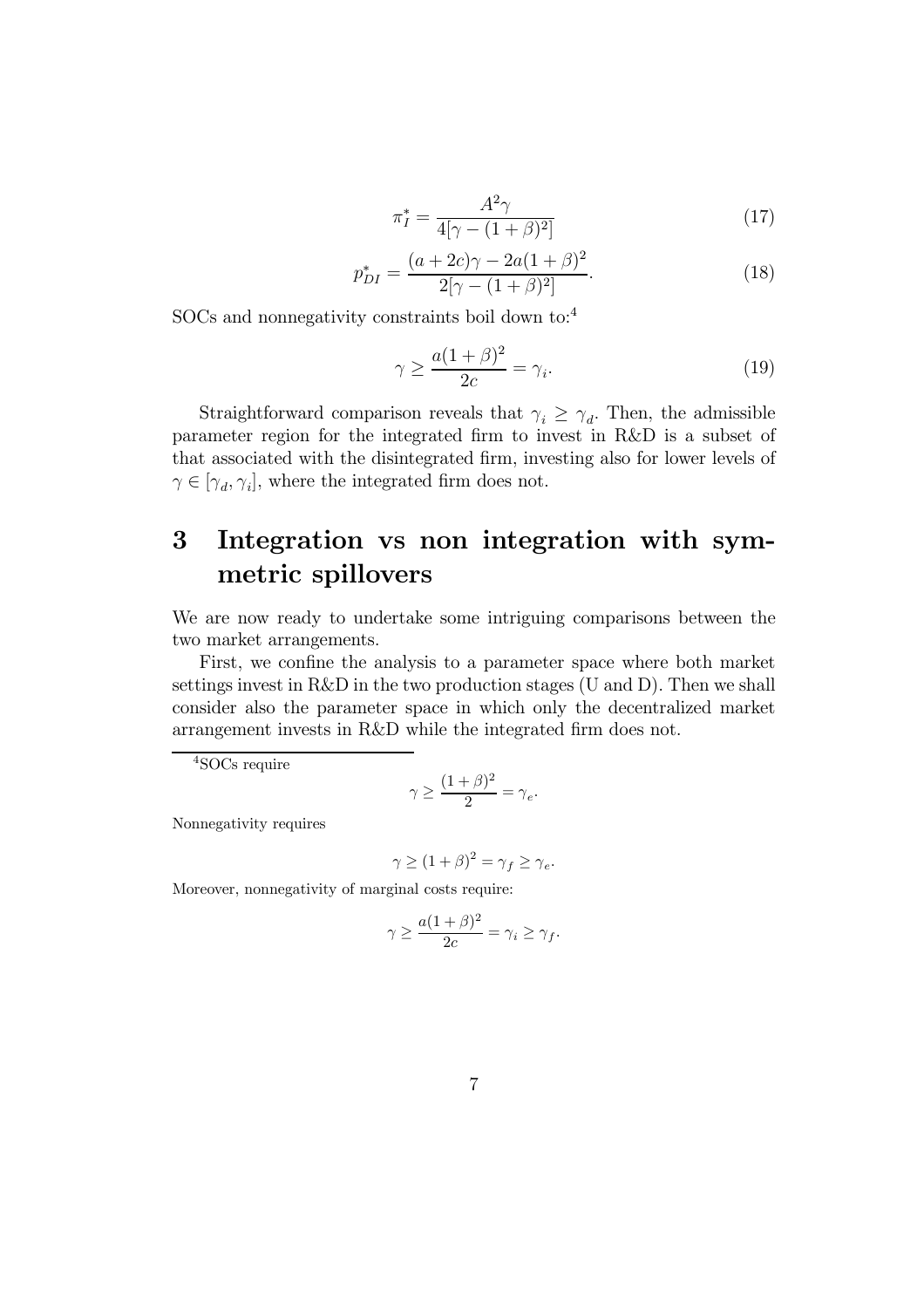$$\pi_I^* = \frac{A^2\gamma}{4[\gamma - (1+\beta)^2]} \tag{17}$$

$$p_{DI}^* = \frac{(a+2c)\gamma - 2a(1+\beta)^2}{2[\gamma - (1+\beta)^2]}. \tag{18}$$

SOCs and nonnegativity constraints boil down to:[4]

$$\gamma \geq \frac{a(1+\beta)^2}{2c} = \gamma_i. \tag{19}$$

Straightforward comparison reveals that $\gamma_i \geq \gamma_d$. Then, the admissible parameter region for the integrated firm to invest in R&D is a subset of that associated with the disintegrated firm, investing also for lower levels of $\gamma \in [\gamma_d, \gamma_i]$, where the integrated firm does not.

# 3 Integration vs non integration with symmetric spillovers

We are now ready to undertake some intriguing comparisons between the two market arrangements.

First, we confine the analysis to a parameter space where both market settings invest in R&D in the two production stages (U and D). Then we shall consider also the parameter space in which only the decentralized market arrangement invests in R&D while the integrated firm does not.

---

[4] SOCs require

$$\gamma \geq \frac{(1+\beta)^2}{2} = \gamma_e.$$

Nonnegativity requires

$$\gamma \geq (1+\beta)^2 = \gamma_f \geq \gamma_e.$$

Moreover, nonnegativity of marginal costs require:

$$\gamma \geq \frac{a(1+\beta)^2}{2c} = \gamma_i \geq \gamma_f.$$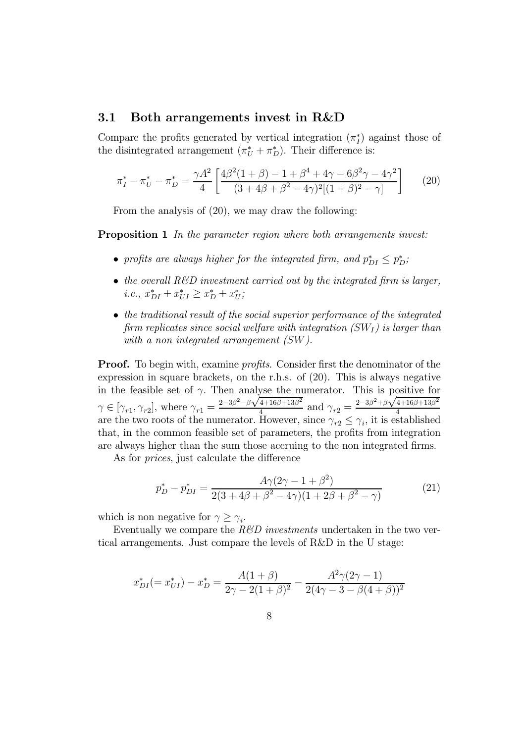### 3.1 Both arrangements invest in R&D

Compare the profits generated by vertical integration ($\pi_I^*$) against those of the disintegrated arrangement ($\pi_U^* + \pi_D^*$). Their difference is:

$$\pi_I^* - \pi_U^* - \pi_D^* = \frac{\gamma A^2}{4}\left[\frac{4\beta^2(1+\beta) - 1 + \beta^4 + 4\gamma - 6\beta^2\gamma - 4\gamma^2}{(3+4\beta+\beta^2-4\gamma)^2[(1+\beta)^2-\gamma]}\right] \tag{20}$$

From the analysis of (20), we may draw the following:

**Proposition 1** *In the parameter region where both arrangements invest:*

- *profits are always higher for the integrated firm, and $p_{DI}^* \leq p_D^*$;*
- *the overall R&D investment carried out by the integrated firm is larger, i.e., $x_{DI}^* + x_{UI}^* \geq x_D^* + x_U^*$;*
- *the traditional result of the social superior performance of the integrated firm replicates since social welfare with integration ($SW_I$) is larger than with a non integrated arrangement ($SW$).*

**Proof.** To begin with, examine *profits*. Consider first the denominator of the expression in square brackets, on the r.h.s. of (20). This is always negative in the feasible set of $\gamma$. Then analyse the numerator. This is positive for $\gamma \in [\gamma_{r1}, \gamma_{r2}]$, where $\gamma_{r1} = \frac{2-3\beta^2-\beta\sqrt{4+16\beta+13\beta^2}}{4}$ and $\gamma_{r2} = \frac{2-3\beta^2+\beta\sqrt{4+16\beta+13\beta^2}}{4}$ are the two roots of the numerator. However, since $\gamma_{r2} \leq \gamma_i$, it is established that, in the common feasible set of parameters, the profits from integration are always higher than the sum those accruing to the non integrated firms.

As for *prices*, just calculate the difference

$$p_D^* - p_{DI}^* = \frac{A\gamma(2\gamma - 1 + \beta^2)}{2(3+4\beta+\beta^2-4\gamma)(1+2\beta+\beta^2-\gamma)} \tag{21}$$

which is non negative for $\gamma \geq \gamma_i$.

Eventually we compare the *R&D investments* undertaken in the two vertical arrangements. Just compare the levels of R&D in the U stage:

$$x_{DI}^*(= x_{UI}^*) - x_D^* = \frac{A(1+\beta)}{2\gamma - 2(1+\beta)^2} - \frac{A^2\gamma(2\gamma-1)}{2(4\gamma - 3 - \beta(4+\beta))^2}$$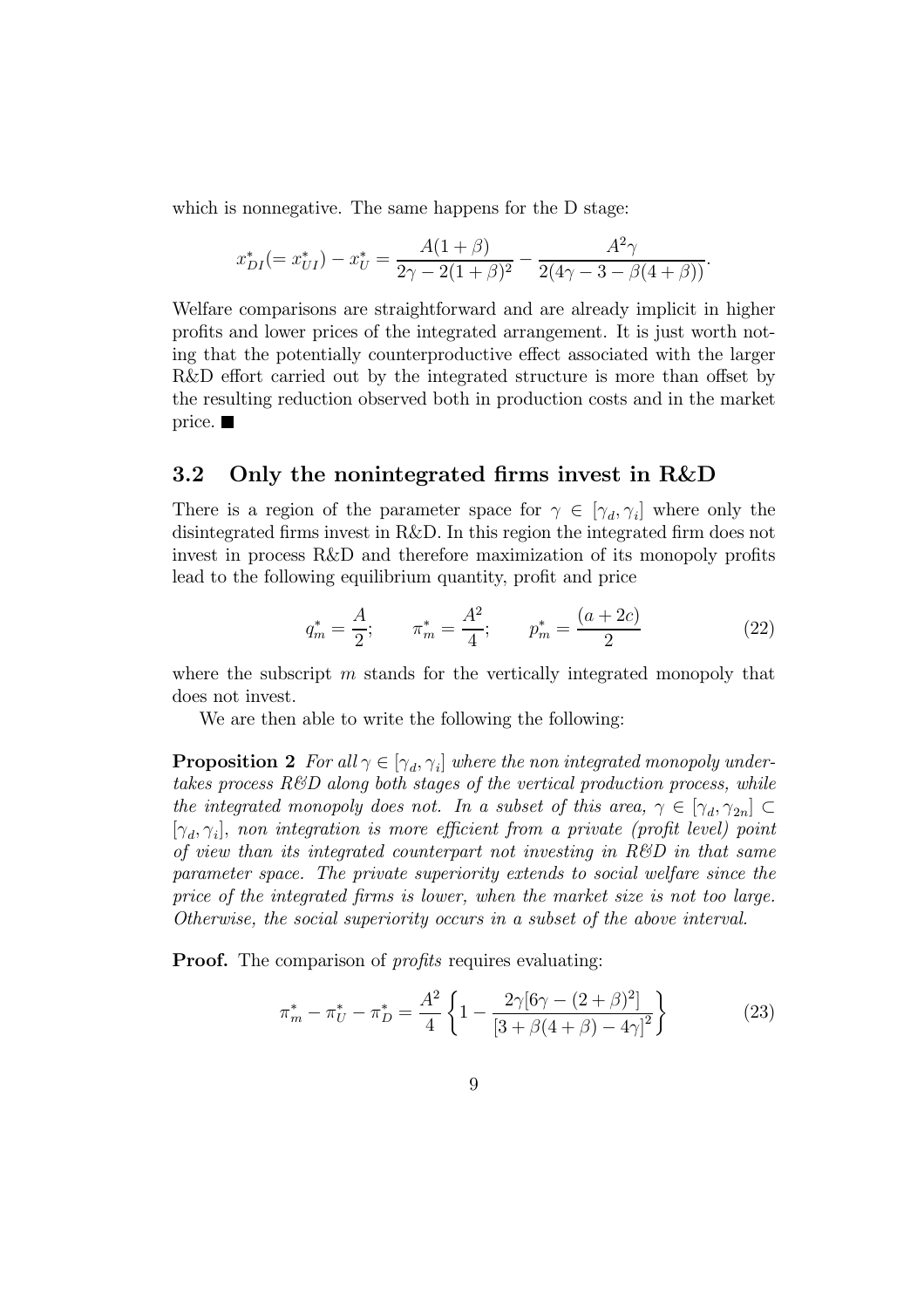which is nonnegative. The same happens for the D stage:

$$x_{DI}^{*}(=x_{UI}^{*})-x_{U}^{*}=\frac{A(1+\beta)}{2\gamma-2(1+\beta)^{2}}-\frac{A^{2}\gamma}{2(4\gamma-3-\beta(4+\beta))}.$$

Welfare comparisons are straightforward and are already implicit in higher profits and lower prices of the integrated arrangement. It is just worth noting that the potentially counterproductive effect associated with the larger R&D effort carried out by the integrated structure is more than offset by the resulting reduction observed both in production costs and in the market price. ■

## 3.2 Only the nonintegrated firms invest in R&D

There is a region of the parameter space for $\gamma \in [\gamma_d, \gamma_i]$ where only the disintegrated firms invest in R&D. In this region the integrated firm does not invest in process R&D and therefore maximization of its monopoly profits lead to the following equilibrium quantity, profit and price

$$q_m^* = \frac{A}{2}; \qquad \pi_m^* = \frac{A^2}{4}; \qquad p_m^* = \frac{(a+2c)}{2} \tag{22}$$

where the subscript $m$ stands for the vertically integrated monopoly that does not invest.

We are then able to write the following the following:

**Proposition 2** *For all $\gamma \in [\gamma_d, \gamma_i]$ where the non integrated monopoly undertakes process R&D along both stages of the vertical production process, while the integrated monopoly does not. In a subset of this area, $\gamma \in [\gamma_d, \gamma_{2n}] \subset [\gamma_d, \gamma_i]$, non integration is more efficient from a private (profit level) point of view than its integrated counterpart not investing in R&D in that same parameter space. The private superiority extends to social welfare since the price of the integrated firms is lower, when the market size is not too large. Otherwise, the social superiority occurs in a subset of the above interval.*

**Proof.** The comparison of *profits* requires evaluating:

$$\pi_m^* - \pi_U^* - \pi_D^* = \frac{A^2}{4}\left\{1 - \frac{2\gamma[6\gamma - (2+\beta)^2]}{[3+\beta(4+\beta)-4\gamma]^2}\right\} \tag{23}$$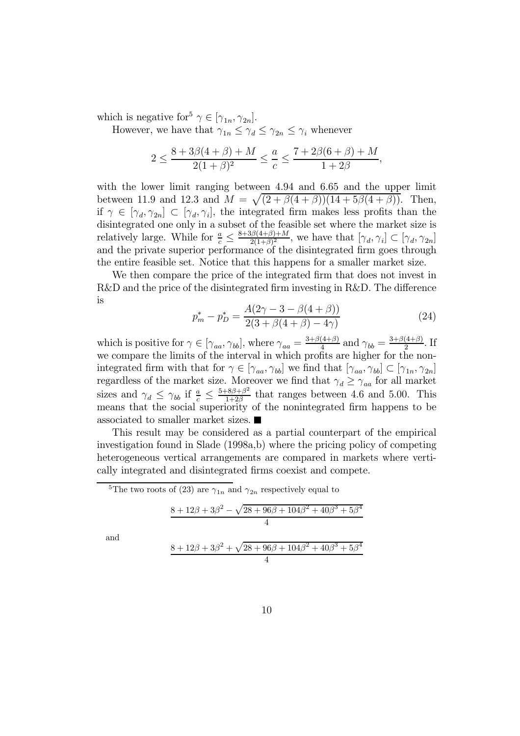which is negative for[5] $\gamma \in [\gamma_{1n}, \gamma_{2n}]$.

However, we have that $\gamma_{1n} \leq \gamma_d \leq \gamma_{2n} \leq \gamma_i$ whenever

$$2 \leq \frac{8 + 3\beta(4+\beta) + M}{2(1+\beta)^2} \leq \frac{a}{c} \leq \frac{7 + 2\beta(6+\beta) + M}{1+2\beta},$$

with the lower limit ranging between 4.94 and 6.65 and the upper limit between 11.9 and 12.3 and $M = \sqrt{(2+\beta(4+\beta))(14+5\beta(4+\beta))}$. Then, if $\gamma \in [\gamma_d, \gamma_{2n}] \subset [\gamma_d, \gamma_i]$, the integrated firm makes less profits than the disintegrated one only in a subset of the feasible set where the market size is relatively large. While for $\frac{a}{c} \leq \frac{8+3\beta(4+\beta)+M}{2(1+\beta)^2}$, we have that $[\gamma_d, \gamma_i] \subset [\gamma_d, \gamma_{2n}]$ and the private superior performance of the disintegrated firm goes through the entire feasible set. Notice that this happens for a smaller market size.

We then compare the price of the integrated firm that does not invest in R&D and the price of the disintegrated firm investing in R&D. The difference is

$$p_m^* - p_D^* = \frac{A(2\gamma - 3 - \beta(4+\beta))}{2(3+\beta(4+\beta) - 4\gamma)} \tag{24}$$

which is positive for $\gamma \in [\gamma_{aa}, \gamma_{bb}]$, where $\gamma_{aa} = \frac{3+\beta(4+\beta)}{4}$ and $\gamma_{bb} = \frac{3+\beta(4+\beta)}{2}$. If we compare the limits of the interval in which profits are higher for the nonintegrated firm with that for $\gamma \in [\gamma_{aa}, \gamma_{bb}]$ we find that $[\gamma_{aa}, \gamma_{bb}] \subset [\gamma_{1n}, \gamma_{2n}]$ regardless of the market size. Moreover we find that $\gamma_d \geq \gamma_{aa}$ for all market sizes and $\gamma_d \leq \gamma_{bb}$ if $\frac{a}{c} \leq \frac{5+8\beta+\beta^2}{1+2\beta}$ that ranges between 4.6 and 5.00. This means that the social superiority of the nonintegrated firm happens to be associated to smaller market sizes. ■

This result may be considered as a partial counterpart of the empirical investigation found in Slade (1998a,b) where the pricing policy of competing heterogeneous vertical arrangements are compared in markets where vertically integrated and disintegrated firms coexist and compete.

---

[5] The two roots of (23) are $\gamma_{1n}$ and $\gamma_{2n}$ respectively equal to

$$\frac{8 + 12\beta + 3\beta^2 - \sqrt{28 + 96\beta + 104\beta^2 + 40\beta^3 + 5\beta^4}}{4}$$

and

$$\frac{8 + 12\beta + 3\beta^2 + \sqrt{28 + 96\beta + 104\beta^2 + 40\beta^3 + 5\beta^4}}{4}$$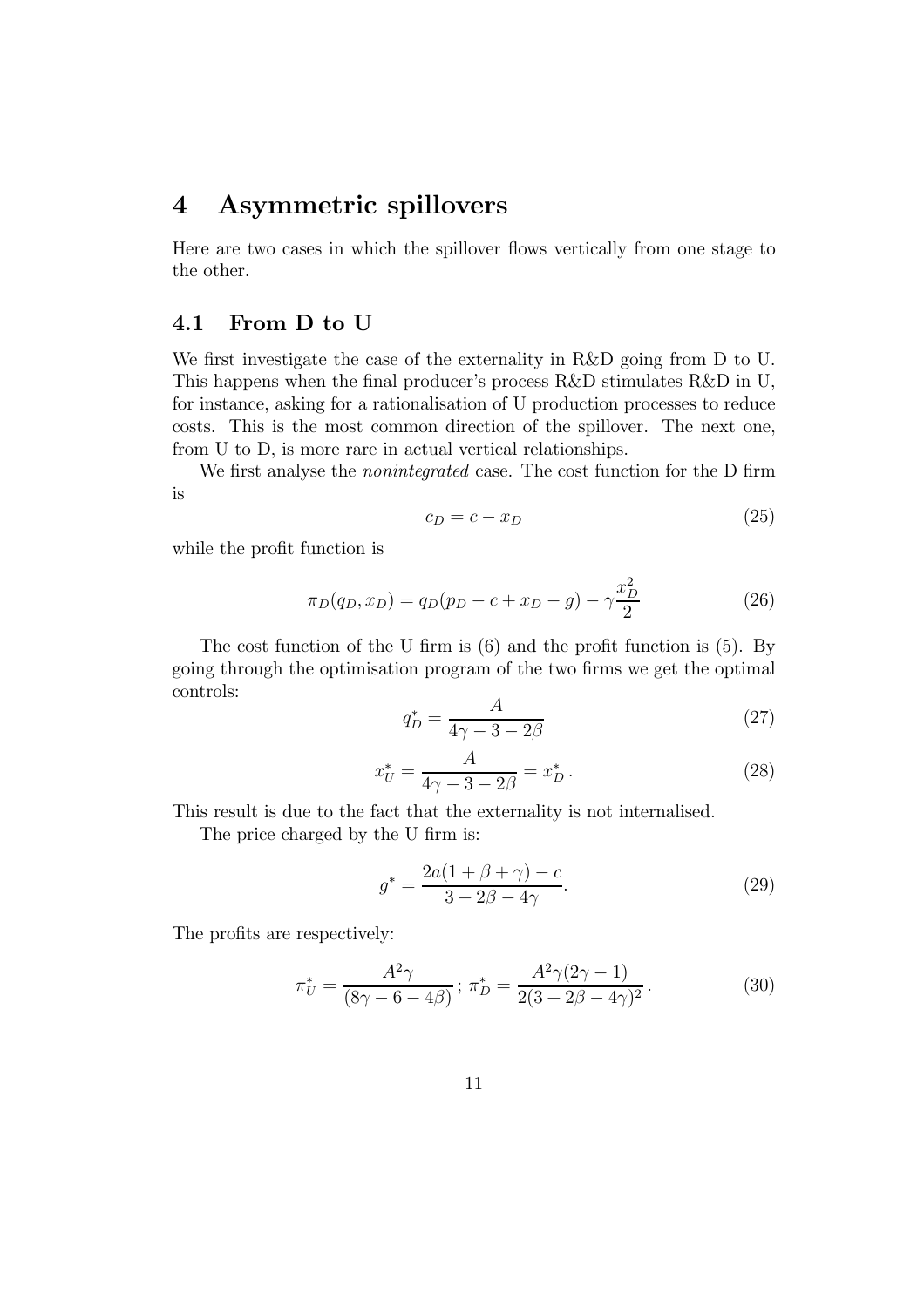# 4 Asymmetric spillovers

Here are two cases in which the spillover flows vertically from one stage to the other.

## 4.1 From D to U

We first investigate the case of the externality in R&D going from D to U. This happens when the final producer's process R&D stimulates R&D in U, for instance, asking for a rationalisation of U production processes to reduce costs. This is the most common direction of the spillover. The next one, from U to D, is more rare in actual vertical relationships.

We first analyse the *nonintegrated* case. The cost function for the D firm is

$$c_D = c - x_D \tag{25}$$

while the profit function is

$$\pi_D(q_D, x_D) = q_D(p_D - c + x_D - g) - \gamma \frac{x_D^2}{2} \tag{26}$$

The cost function of the U firm is (6) and the profit function is (5). By going through the optimisation program of the two firms we get the optimal controls:

$$q_D^* = \frac{A}{4\gamma - 3 - 2\beta} \tag{27}$$

$$x_U^* = \frac{A}{4\gamma - 3 - 2\beta} = x_D^* \,. \tag{28}$$

This result is due to the fact that the externality is not internalised.

The price charged by the U firm is:

$$g^* = \frac{2a(1 + \beta + \gamma) - c}{3 + 2\beta - 4\gamma}. \tag{29}$$

The profits are respectively:

$$\pi_U^* = \frac{A^2\gamma}{(8\gamma - 6 - 4\beta)} \,;\, \pi_D^* = \frac{A^2\gamma(2\gamma - 1)}{2(3 + 2\beta - 4\gamma)^2} \,. \tag{30}$$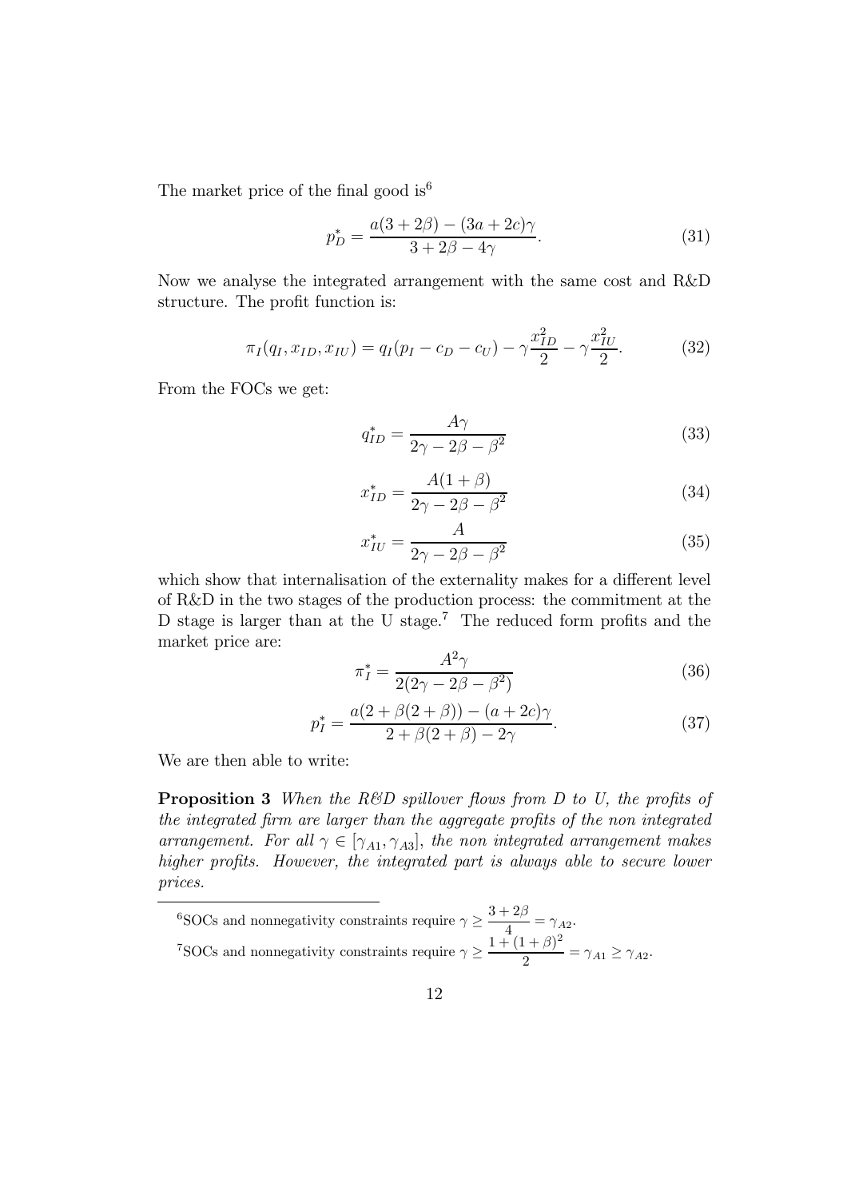The market price of the final good is[6]

$$p_D^* = \frac{a(3+2\beta) - (3a+2c)\gamma}{3+2\beta-4\gamma}. \tag{31}$$

Now we analyse the integrated arrangement with the same cost and R&D structure. The profit function is:

$$\pi_I(q_I, x_{ID}, x_{IU}) = q_I(p_I - c_D - c_U) - \gamma\frac{x_{ID}^2}{2} - \gamma\frac{x_{IU}^2}{2}. \tag{32}$$

From the FOCs we get:

$$q_{ID}^* = \frac{A\gamma}{2\gamma - 2\beta - \beta^2} \tag{33}$$

$$x_{ID}^* = \frac{A(1+\beta)}{2\gamma - 2\beta - \beta^2} \tag{34}$$

$$x_{IU}^* = \frac{A}{2\gamma - 2\beta - \beta^2} \tag{35}$$

which show that internalisation of the externality makes for a different level of R&D in the two stages of the production process: the commitment at the D stage is larger than at the U stage.[7] The reduced form profits and the market price are:

$$\pi_I^* = \frac{A^2\gamma}{2(2\gamma - 2\beta - \beta^2)} \tag{36}$$

$$p_I^* = \frac{a(2+\beta(2+\beta)) - (a+2c)\gamma}{2+\beta(2+\beta)-2\gamma}. \tag{37}$$

We are then able to write:

**Proposition 3** *When the R&D spillover flows from D to U, the profits of the integrated firm are larger than the aggregate profits of the non integrated arrangement. For all $\gamma \in [\gamma_{A1}, \gamma_{A3}]$, the non integrated arrangement makes higher profits. However, the integrated part is always able to secure lower prices.*

---

[6] SOCs and nonnegativity constraints require $\gamma \geq \dfrac{3+2\beta}{4} = \gamma_{A2}$.

[7] SOCs and nonnegativity constraints require $\gamma \geq \dfrac{1+(1+\beta)^2}{2} = \gamma_{A1} \geq \gamma_{A2}$.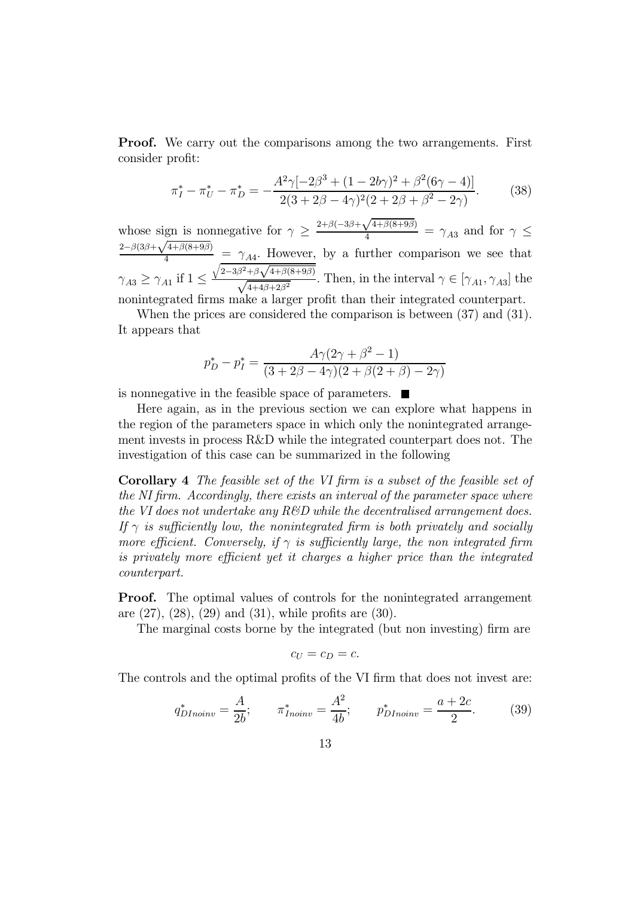**Proof.** We carry out the comparisons among the two arrangements. First consider profit:

$$\pi_I^* - \pi_U^* - \pi_D^* = -\frac{A^2\gamma[-2\beta^3 + (1-2b\gamma)^2 + \beta^2(6\gamma - 4)]}{2(3+2\beta-4\gamma)^2(2+2\beta+\beta^2-2\gamma)}. \tag{38}$$

whose sign is nonnegative for $\gamma \geq \frac{2+\beta(-3\beta+\sqrt{4+\beta(8+9\beta)}}{4} = \gamma_{A3}$ and for $\gamma \leq \frac{2-\beta(3\beta+\sqrt{4+\beta(8+9\beta)}}{4} = \gamma_{A4}$. However, by a further comparison we see that $\gamma_{A3} \geq \gamma_{A1}$ if $1 \leq \frac{\sqrt{2-3\beta^2+\beta\sqrt{4+\beta(8+9\beta)}}}{\sqrt{4+4\beta+2\beta^2}}$. Then, in the interval $\gamma \in [\gamma_{A1}, \gamma_{A3}]$ the nonintegrated firms make a larger profit than their integrated counterpart.

When the prices are considered the comparison is between (37) and (31). It appears that

$$p_D^* - p_I^* = \frac{A\gamma(2\gamma+\beta^2-1)}{(3+2\beta-4\gamma)(2+\beta(2+\beta)-2\gamma)}$$

is nonnegative in the feasible space of parameters. ■

Here again, as in the previous section we can explore what happens in the region of the parameters space in which only the nonintegrated arrangement invests in process R&D while the integrated counterpart does not. The investigation of this case can be summarized in the following

**Corollary 4** *The feasible set of the VI firm is a subset of the feasible set of the NI firm. Accordingly, there exists an interval of the parameter space where the VI does not undertake any R&D while the decentralised arrangement does. If $\gamma$ is sufficiently low, the nonintegrated firm is both privately and socially more efficient. Conversely, if $\gamma$ is sufficiently large, the non integrated firm is privately more efficient yet it charges a higher price than the integrated counterpart.*

**Proof.** The optimal values of controls for the nonintegrated arrangement are (27), (28), (29) and (31), while profits are (30).

The marginal costs borne by the integrated (but non investing) firm are

$$c_U = c_D = c.$$

The controls and the optimal profits of the VI firm that does not invest are:

$$q_{DInoinv}^* = \frac{A}{2b}; \qquad \pi_{Inoinv}^* = \frac{A^2}{4b}; \qquad p_{DInoinv}^* = \frac{a+2c}{2}. \tag{39}$$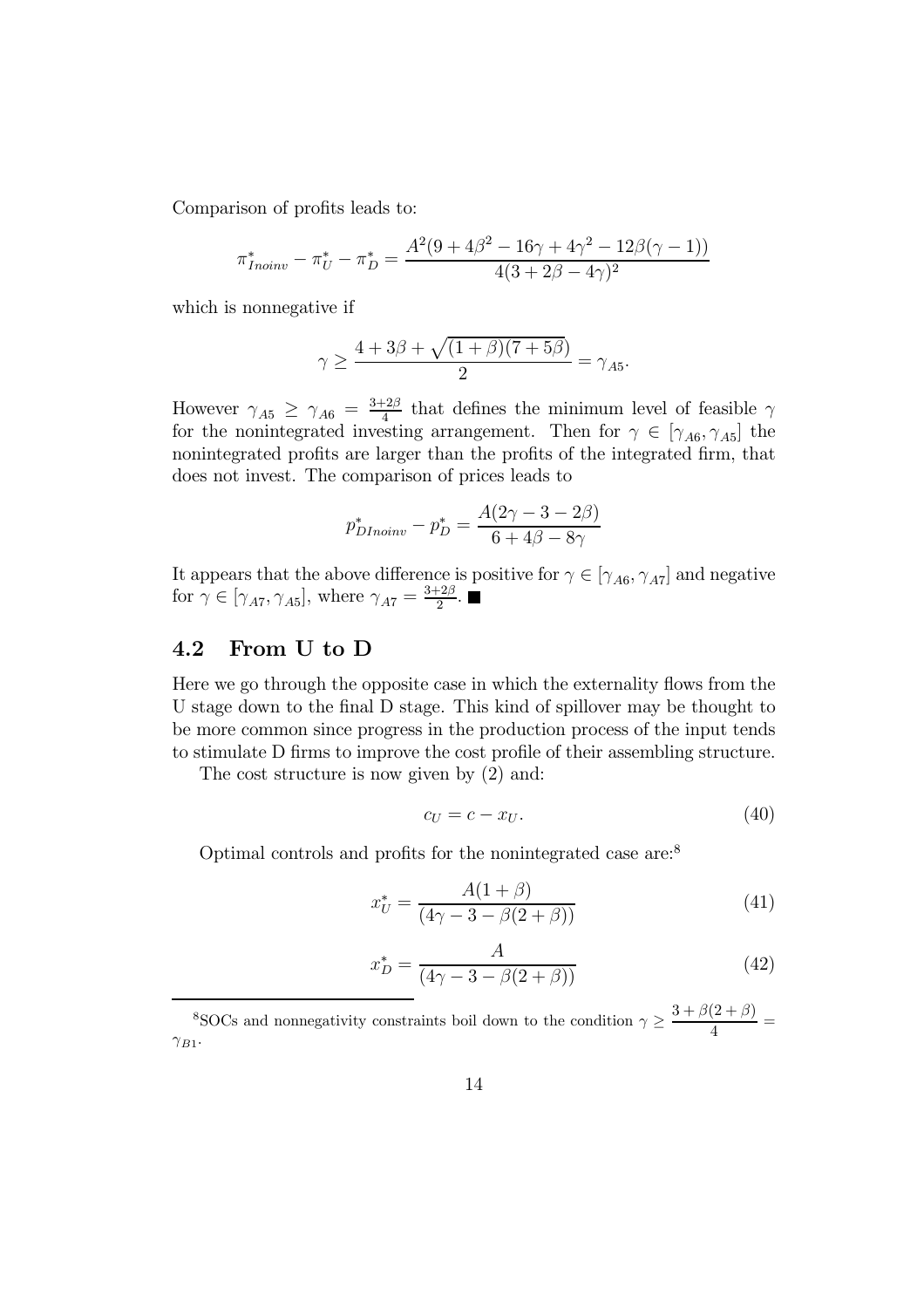Comparison of profits leads to:

$$\pi^*_{Inoinv} - \pi^*_U - \pi^*_D = \frac{A^2(9 + 4\beta^2 - 16\gamma + 4\gamma^2 - 12\beta(\gamma - 1))}{4(3 + 2\beta - 4\gamma)^2}$$

which is nonnegative if

$$\gamma \geq \frac{4 + 3\beta + \sqrt{(1 + \beta)(7 + 5\beta)}}{2} = \gamma_{A5}.$$

However $\gamma_{A5} \geq \gamma_{A6} = \frac{3+2\beta}{4}$ that defines the minimum level of feasible $\gamma$ for the nonintegrated investing arrangement. Then for $\gamma \in [\gamma_{A6}, \gamma_{A5}]$ the nonintegrated profits are larger than the profits of the integrated firm, that does not invest. The comparison of prices leads to

$$p^*_{DInoinv} - p^*_D = \frac{A(2\gamma - 3 - 2\beta)}{6 + 4\beta - 8\gamma}$$

It appears that the above difference is positive for $\gamma \in [\gamma_{A6}, \gamma_{A7}]$ and negative for $\gamma \in [\gamma_{A7}, \gamma_{A5}]$, where $\gamma_{A7} = \frac{3+2\beta}{2}$. ■

## 4.2 From U to D

Here we go through the opposite case in which the externality flows from the U stage down to the final D stage. This kind of spillover may be thought to be more common since progress in the production process of the input tends to stimulate D firms to improve the cost profile of their assembling structure.

The cost structure is now given by (2) and:

$$c_U = c - x_U. \tag{40}$$

Optimal controls and profits for the nonintegrated case are:[8]

$$x^*_U = \frac{A(1 + \beta)}{(4\gamma - 3 - \beta(2 + \beta))} \tag{41}$$

$$x^*_D = \frac{A}{(4\gamma - 3 - \beta(2 + \beta))} \tag{42}$$

[8] SOCs and nonnegativity constraints boil down to the condition $\gamma \geq \dfrac{3 + \beta(2 + \beta)}{4} = \gamma_{B1}$.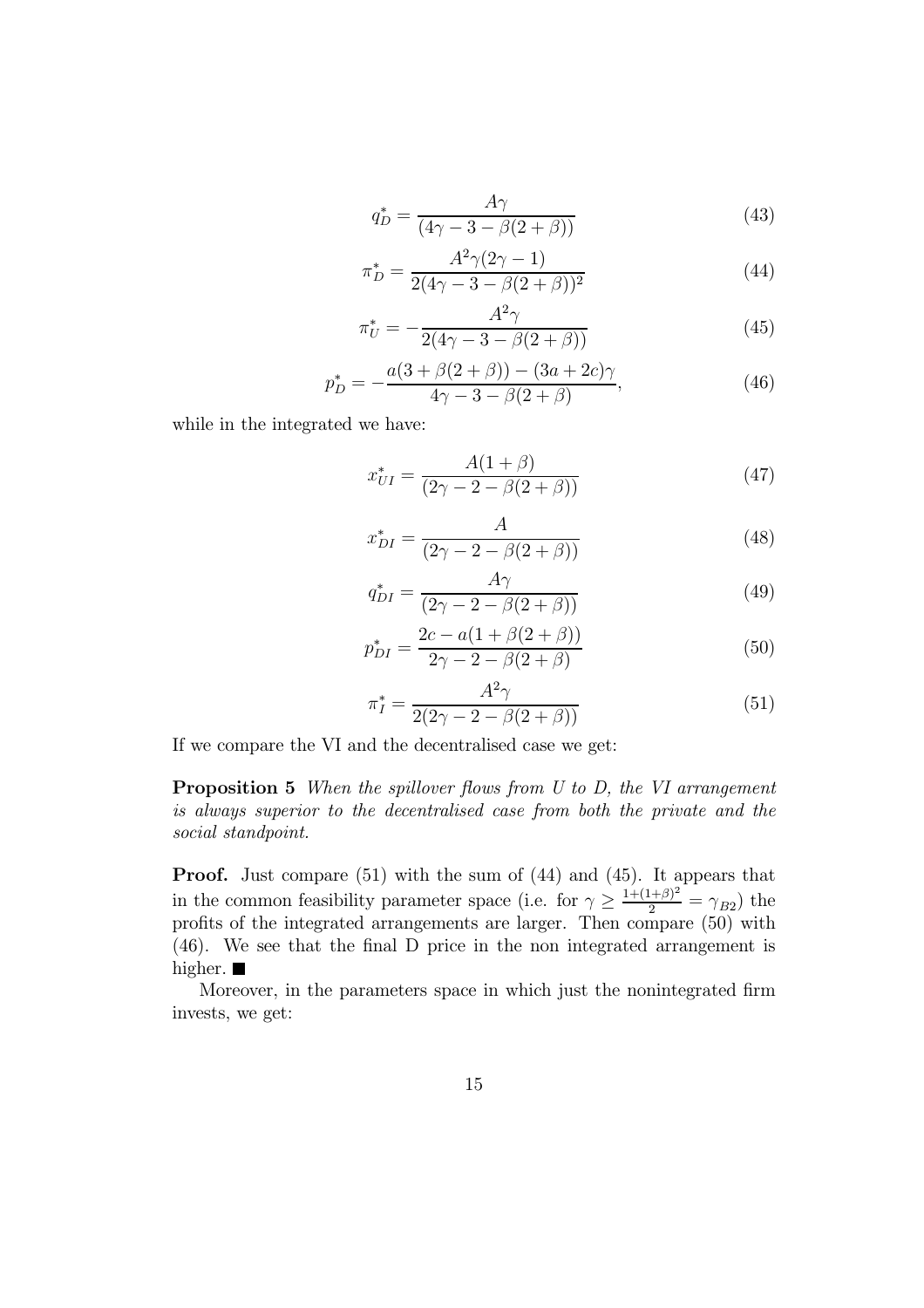$$q_D^* = \frac{A\gamma}{(4\gamma - 3 - \beta(2+\beta))} \tag{43}$$

$$\pi_D^* = \frac{A^2\gamma(2\gamma - 1)}{2(4\gamma - 3 - \beta(2+\beta))^2} \tag{44}$$

$$\pi_U^* = -\frac{A^2\gamma}{2(4\gamma - 3 - \beta(2+\beta))} \tag{45}$$

$$p_D^* = -\frac{a(3 + \beta(2+\beta)) - (3a + 2c)\gamma}{4\gamma - 3 - \beta(2+\beta)}, \tag{46}$$

while in the integrated we have:

$$x_{UI}^* = \frac{A(1+\beta)}{(2\gamma - 2 - \beta(2+\beta))} \tag{47}$$

$$x_{DI}^* = \frac{A}{(2\gamma - 2 - \beta(2+\beta))} \tag{48}$$

$$q_{DI}^* = \frac{A\gamma}{(2\gamma - 2 - \beta(2+\beta))} \tag{49}$$

$$p_{DI}^* = \frac{2c - a(1 + \beta(2+\beta))}{2\gamma - 2 - \beta(2+\beta)} \tag{50}$$

$$\pi_I^* = \frac{A^2\gamma}{2(2\gamma - 2 - \beta(2+\beta))} \tag{51}$$

If we compare the VI and the decentralised case we get:

**Proposition 5** *When the spillover flows from U to D, the VI arrangement is always superior to the decentralised case from both the private and the social standpoint.*

**Proof.** Just compare (51) with the sum of (44) and (45). It appears that in the common feasibility parameter space (i.e. for $\gamma \geq \frac{1+(1+\beta)^2}{2} = \gamma_{B2}$) the profits of the integrated arrangements are larger. Then compare (50) with (46). We see that the final D price in the non integrated arrangement is higher. ■

Moreover, in the parameters space in which just the nonintegrated firm invests, we get: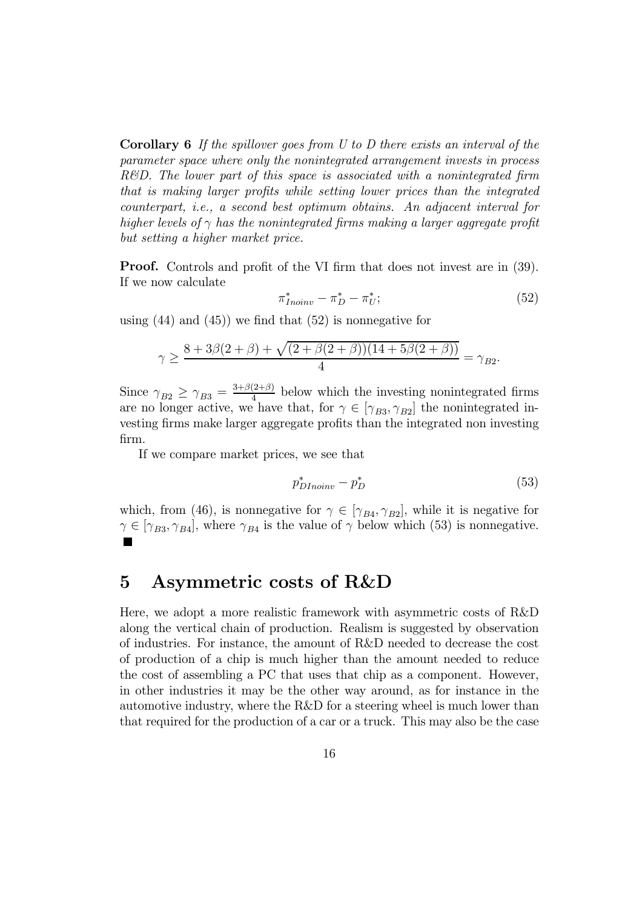**Corollary 6** *If the spillover goes from U to D there exists an interval of the parameter space where only the nonintegrated arrangement invests in process R&D. The lower part of this space is associated with a nonintegrated firm that is making larger profits while setting lower prices than the integrated counterpart, i.e., a second best optimum obtains. An adjacent interval for higher levels of $\gamma$ has the nonintegrated firms making a larger aggregate profit but setting a higher market price.*

**Proof.** Controls and profit of the VI firm that does not invest are in (39). If we now calculate

$$\pi^*_{Inoinv} - \pi^*_D - \pi^*_U; \tag{52}$$

using (44) and (45)) we find that (52) is nonnegative for

$$\gamma \geq \frac{8 + 3\beta(2+\beta) + \sqrt{(2+\beta(2+\beta))(14+5\beta(2+\beta))}}{4} = \gamma_{B2}.$$

Since $\gamma_{B2} \geq \gamma_{B3} = \frac{3+\beta(2+\beta)}{4}$ below which the investing nonintegrated firms are no longer active, we have that, for $\gamma \in [\gamma_{B3}, \gamma_{B2}]$ the nonintegrated investing firms make larger aggregate profits than the integrated non investing firm.

If we compare market prices, we see that

$$p^*_{DInoinv} - p^*_D \tag{53}$$

which, from (46), is nonnegative for $\gamma \in [\gamma_{B4}, \gamma_{B2}]$, while it is negative for $\gamma \in [\gamma_{B3}, \gamma_{B4}]$, where $\gamma_{B4}$ is the value of $\gamma$ below which (53) is nonnegative. ■

# 5 Asymmetric costs of R&D

Here, we adopt a more realistic framework with asymmetric costs of R&D along the vertical chain of production. Realism is suggested by observation of industries. For instance, the amount of R&D needed to decrease the cost of production of a chip is much higher than the amount needed to reduce the cost of assembling a PC that uses that chip as a component. However, in other industries it may be the other way around, as for instance in the automotive industry, where the R&D for a steering wheel is much lower than that required for the production of a car or a truck. This may also be the case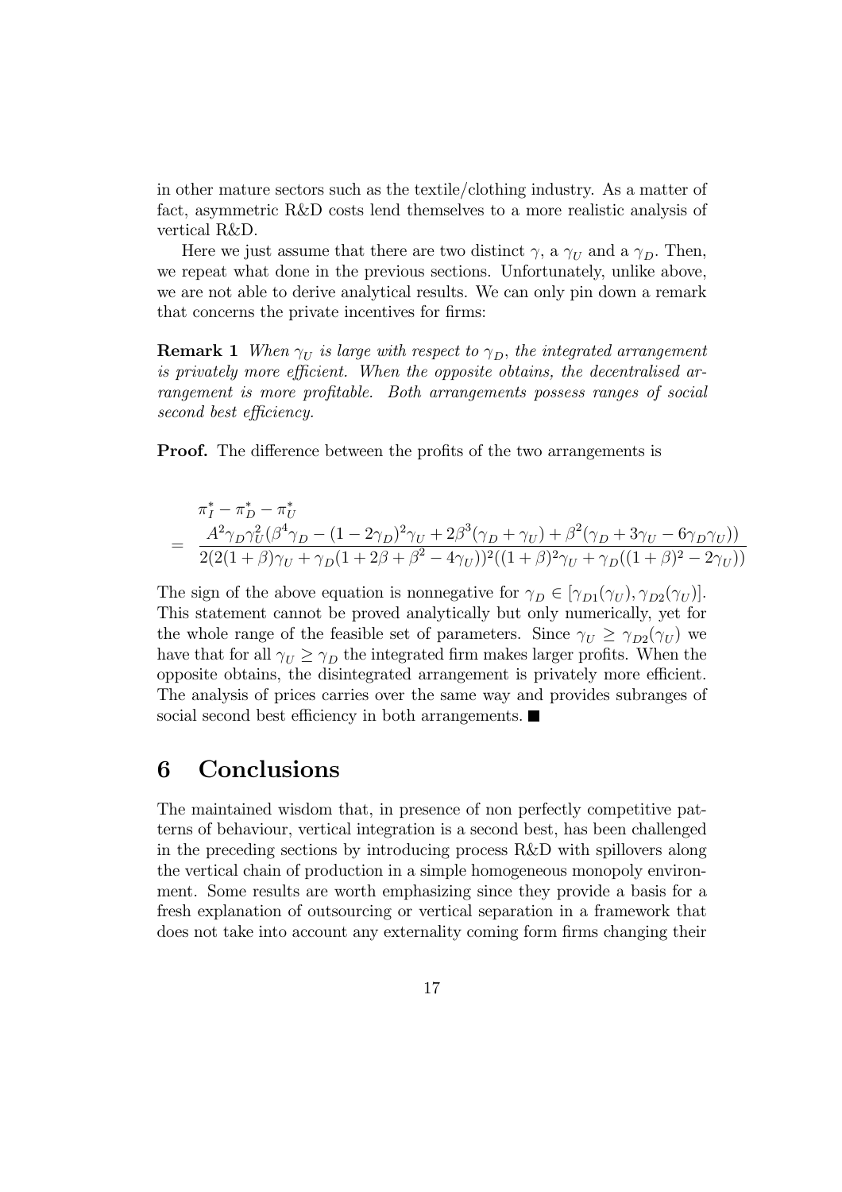in other mature sectors such as the textile/clothing industry. As a matter of fact, asymmetric R&D costs lend themselves to a more realistic analysis of vertical R&D.

Here we just assume that there are two distinct $\gamma$, a $\gamma_U$ and a $\gamma_D$. Then, we repeat what done in the previous sections. Unfortunately, unlike above, we are not able to derive analytical results. We can only pin down a remark that concerns the private incentives for firms:

**Remark 1** *When $\gamma_U$ is large with respect to $\gamma_D$, the integrated arrangement is privately more efficient. When the opposite obtains, the decentralised arrangement is more profitable. Both arrangements possess ranges of social second best efficiency.*

**Proof.** The difference between the profits of the two arrangements is

$$
\begin{aligned}
& \pi_I^* - \pi_D^* - \pi_U^* \\
= \; & \frac{A^2\gamma_D\gamma_U^2(\beta^4\gamma_D - (1-2\gamma_D)^2\gamma_U + 2\beta^3(\gamma_D+\gamma_U) + \beta^2(\gamma_D + 3\gamma_U - 6\gamma_D\gamma_U))}{2(2(1+\beta)\gamma_U + \gamma_D(1+2\beta+\beta^2-4\gamma_U))^2((1+\beta)^2\gamma_U + \gamma_D((1+\beta)^2 - 2\gamma_U))}
\end{aligned}
$$

The sign of the above equation is nonnegative for $\gamma_D \in [\gamma_{D1}(\gamma_U), \gamma_{D2}(\gamma_U)]$. This statement cannot be proved analytically but only numerically, yet for the whole range of the feasible set of parameters. Since $\gamma_U \geq \gamma_{D2}(\gamma_U)$ we have that for all $\gamma_U \geq \gamma_D$ the integrated firm makes larger profits. When the opposite obtains, the disintegrated arrangement is privately more efficient. The analysis of prices carries over the same way and provides subranges of social second best efficiency in both arrangements. ■

# 6 Conclusions

The maintained wisdom that, in presence of non perfectly competitive patterns of behaviour, vertical integration is a second best, has been challenged in the preceding sections by introducing process R&D with spillovers along the vertical chain of production in a simple homogeneous monopoly environment. Some results are worth emphasizing since they provide a basis for a fresh explanation of outsourcing or vertical separation in a framework that does not take into account any externality coming form firms changing their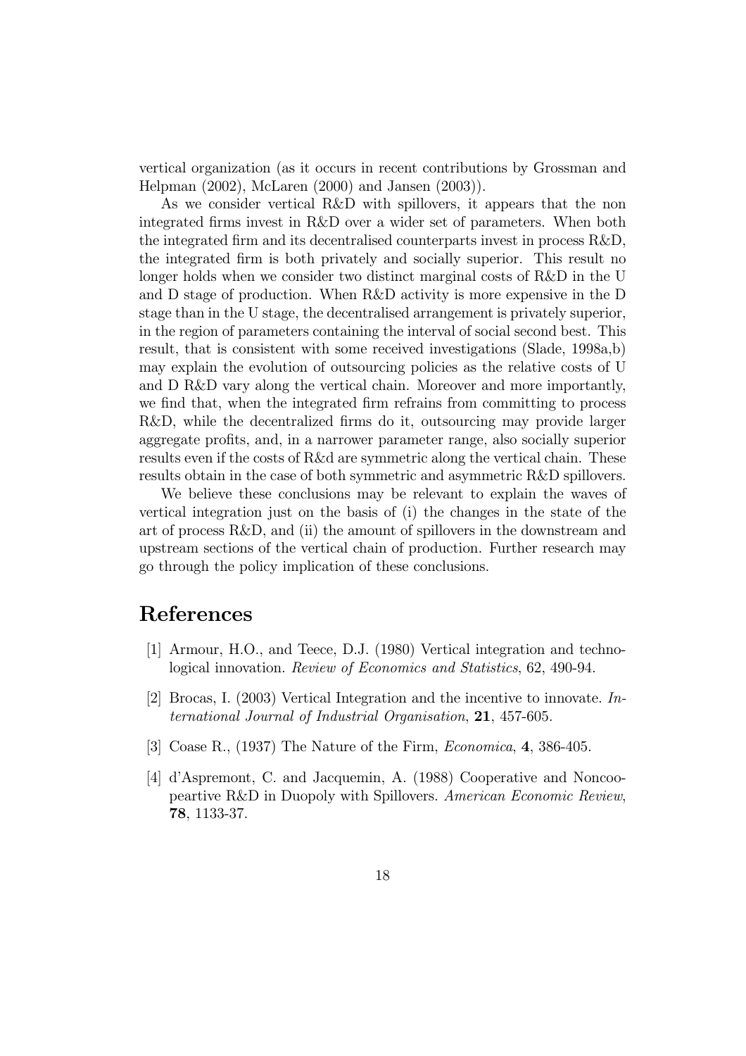vertical organization (as it occurs in recent contributions by Grossman and Helpman (2002), McLaren (2000) and Jansen (2003)).

As we consider vertical R&D with spillovers, it appears that the non integrated firms invest in R&D over a wider set of parameters. When both the integrated firm and its decentralised counterparts invest in process R&D, the integrated firm is both privately and socially superior. This result no longer holds when we consider two distinct marginal costs of R&D in the U and D stage of production. When R&D activity is more expensive in the D stage than in the U stage, the decentralised arrangement is privately superior, in the region of parameters containing the interval of social second best. This result, that is consistent with some received investigations (Slade, 1998a,b) may explain the evolution of outsourcing policies as the relative costs of U and D R&D vary along the vertical chain. Moreover and more importantly, we find that, when the integrated firm refrains from committing to process R&D, while the decentralized firms do it, outsourcing may provide larger aggregate profits, and, in a narrower parameter range, also socially superior results even if the costs of R&d are symmetric along the vertical chain. These results obtain in the case of both symmetric and asymmetric R&D spillovers.

We believe these conclusions may be relevant to explain the waves of vertical integration just on the basis of (i) the changes in the state of the art of process R&D, and (ii) the amount of spillovers in the downstream and upstream sections of the vertical chain of production. Further research may go through the policy implication of these conclusions.

# References

[1] Armour, H.O., and Teece, D.J. (1980) Vertical integration and technological innovation. *Review of Economics and Statistics*, 62, 490-94.

[2] Brocas, I. (2003) Vertical Integration and the incentive to innovate. *International Journal of Industrial Organisation*, **21**, 457-605.

[3] Coase R., (1937) The Nature of the Firm, *Economica*, **4**, 386-405.

[4] d'Aspremont, C. and Jacquemin, A. (1988) Cooperative and Noncoopeartive R&D in Duopoly with Spillovers. *American Economic Review*, **78**, 1133-37.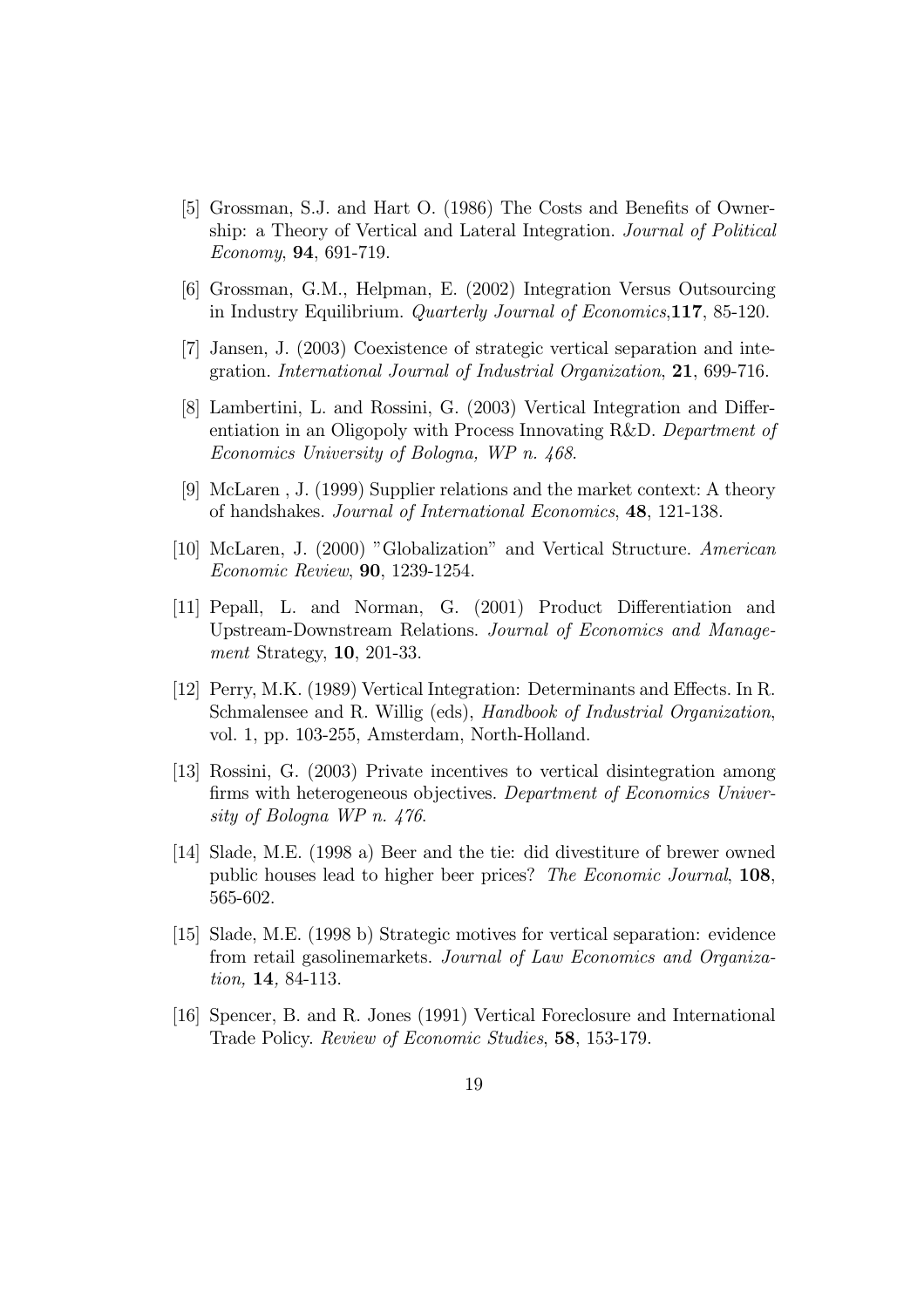[5] Grossman, S.J. and Hart O. (1986) The Costs and Benefits of Ownership: a Theory of Vertical and Lateral Integration. *Journal of Political Economy*, **94**, 691-719.

[6] Grossman, G.M., Helpman, E. (2002) Integration Versus Outsourcing in Industry Equilibrium. *Quarterly Journal of Economics*,**117**, 85-120.

[7] Jansen, J. (2003) Coexistence of strategic vertical separation and integration. *International Journal of Industrial Organization*, **21**, 699-716.

[8] Lambertini, L. and Rossini, G. (2003) Vertical Integration and Differentiation in an Oligopoly with Process Innovating R&D. *Department of Economics University of Bologna, WP n. 468*.

[9] McLaren , J. (1999) Supplier relations and the market context: A theory of handshakes. *Journal of International Economics*, **48**, 121-138.

[10] McLaren, J. (2000) "Globalization" and Vertical Structure. *American Economic Review*, **90**, 1239-1254.

[11] Pepall, L. and Norman, G. (2001) Product Differentiation and Upstream-Downstream Relations. *Journal of Economics and Management* Strategy, **10**, 201-33.

[12] Perry, M.K. (1989) Vertical Integration: Determinants and Effects. In R. Schmalensee and R. Willig (eds), *Handbook of Industrial Organization*, vol. 1, pp. 103-255, Amsterdam, North-Holland.

[13] Rossini, G. (2003) Private incentives to vertical disintegration among firms with heterogeneous objectives. *Department of Economics University of Bologna WP n. 476*.

[14] Slade, M.E. (1998 a) Beer and the tie: did divestiture of brewer owned public houses lead to higher beer prices? *The Economic Journal*, **108**, 565-602.

[15] Slade, M.E. (1998 b) Strategic motives for vertical separation: evidence from retail gasolinemarkets. *Journal of Law Economics and Organization,* **14**, 84-113.

[16] Spencer, B. and R. Jones (1991) Vertical Foreclosure and International Trade Policy. *Review of Economic Studies*, **58**, 153-179.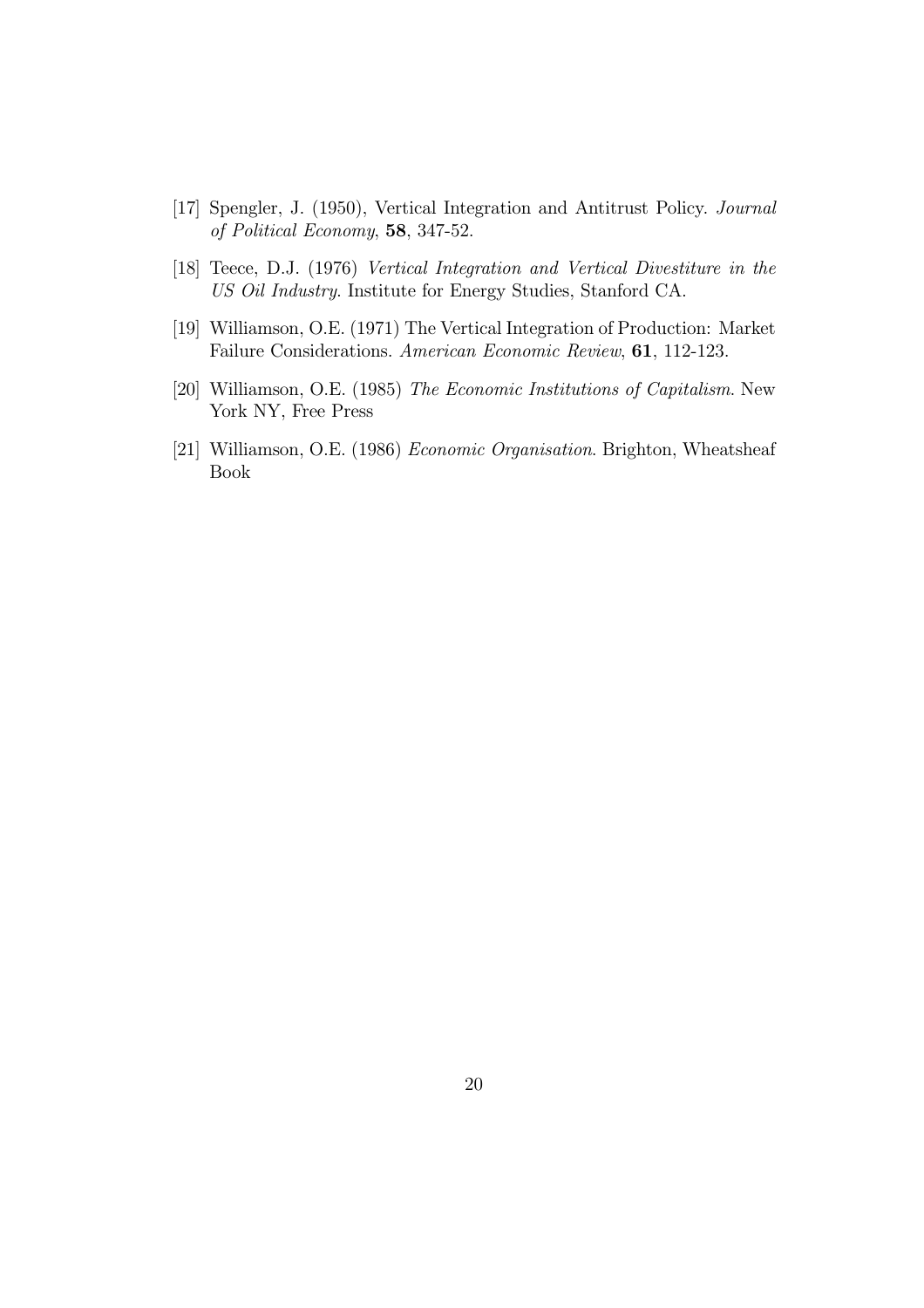[17] Spengler, J. (1950), Vertical Integration and Antitrust Policy. *Journal of Political Economy*, **58**, 347-52.

[18] Teece, D.J. (1976) *Vertical Integration and Vertical Divestiture in the US Oil Industry*. Institute for Energy Studies, Stanford CA.

[19] Williamson, O.E. (1971) The Vertical Integration of Production: Market Failure Considerations. *American Economic Review*, **61**, 112-123.

[20] Williamson, O.E. (1985) *The Economic Institutions of Capitalism*. New York NY, Free Press

[21] Williamson, O.E. (1986) *Economic Organisation*. Brighton, Wheatsheaf Book